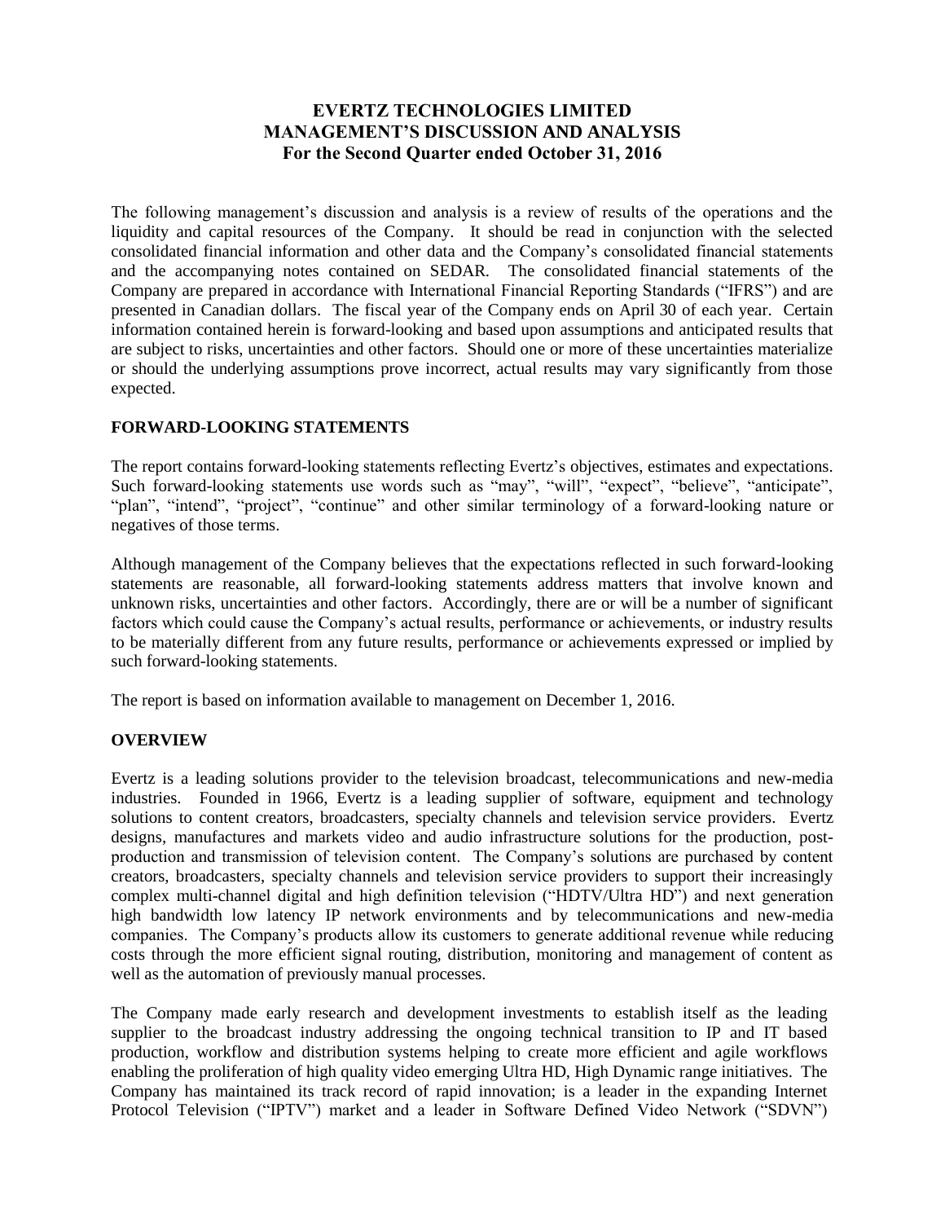# EVERTZ TECHNOLOGIES LIMITED
# MANAGEMENT'S DISCUSSION AND ANALYSIS
## For the Second Quarter ended October 31, 2016

The following management's discussion and analysis is a review of results of the operations and the liquidity and capital resources of the Company. It should be read in conjunction with the selected consolidated financial information and other data and the Company's consolidated financial statements and the accompanying notes contained on SEDAR. The consolidated financial statements of the Company are prepared in accordance with International Financial Reporting Standards ("IFRS") and are presented in Canadian dollars. The fiscal year of the Company ends on April 30 of each year. Certain information contained herein is forward-looking and based upon assumptions and anticipated results that are subject to risks, uncertainties and other factors. Should one or more of these uncertainties materialize or should the underlying assumptions prove incorrect, actual results may vary significantly from those expected.

### FORWARD-LOOKING STATEMENTS

The report contains forward-looking statements reflecting Evertz's objectives, estimates and expectations. Such forward-looking statements use words such as "may", "will", "expect", "believe", "anticipate", "plan", "intend", "project", "continue" and other similar terminology of a forward-looking nature or negatives of those terms.

Although management of the Company believes that the expectations reflected in such forward-looking statements are reasonable, all forward-looking statements address matters that involve known and unknown risks, uncertainties and other factors. Accordingly, there are or will be a number of significant factors which could cause the Company's actual results, performance or achievements, or industry results to be materially different from any future results, performance or achievements expressed or implied by such forward-looking statements.

The report is based on information available to management on December 1, 2016.

### OVERVIEW

Evertz is a leading solutions provider to the television broadcast, telecommunications and new-media industries. Founded in 1966, Evertz is a leading supplier of software, equipment and technology solutions to content creators, broadcasters, specialty channels and television service providers. Evertz designs, manufactures and markets video and audio infrastructure solutions for the production, post-production and transmission of television content. The Company's solutions are purchased by content creators, broadcasters, specialty channels and television service providers to support their increasingly complex multi-channel digital and high definition television ("HDTV/Ultra HD") and next generation high bandwidth low latency IP network environments and by telecommunications and new-media companies. The Company's products allow its customers to generate additional revenue while reducing costs through the more efficient signal routing, distribution, monitoring and management of content as well as the automation of previously manual processes.

The Company made early research and development investments to establish itself as the leading supplier to the broadcast industry addressing the ongoing technical transition to IP and IT based production, workflow and distribution systems helping to create more efficient and agile workflows enabling the proliferation of high quality video emerging Ultra HD, High Dynamic range initiatives. The Company has maintained its track record of rapid innovation; is a leader in the expanding Internet Protocol Television ("IPTV") market and a leader in Software Defined Video Network ("SDVN")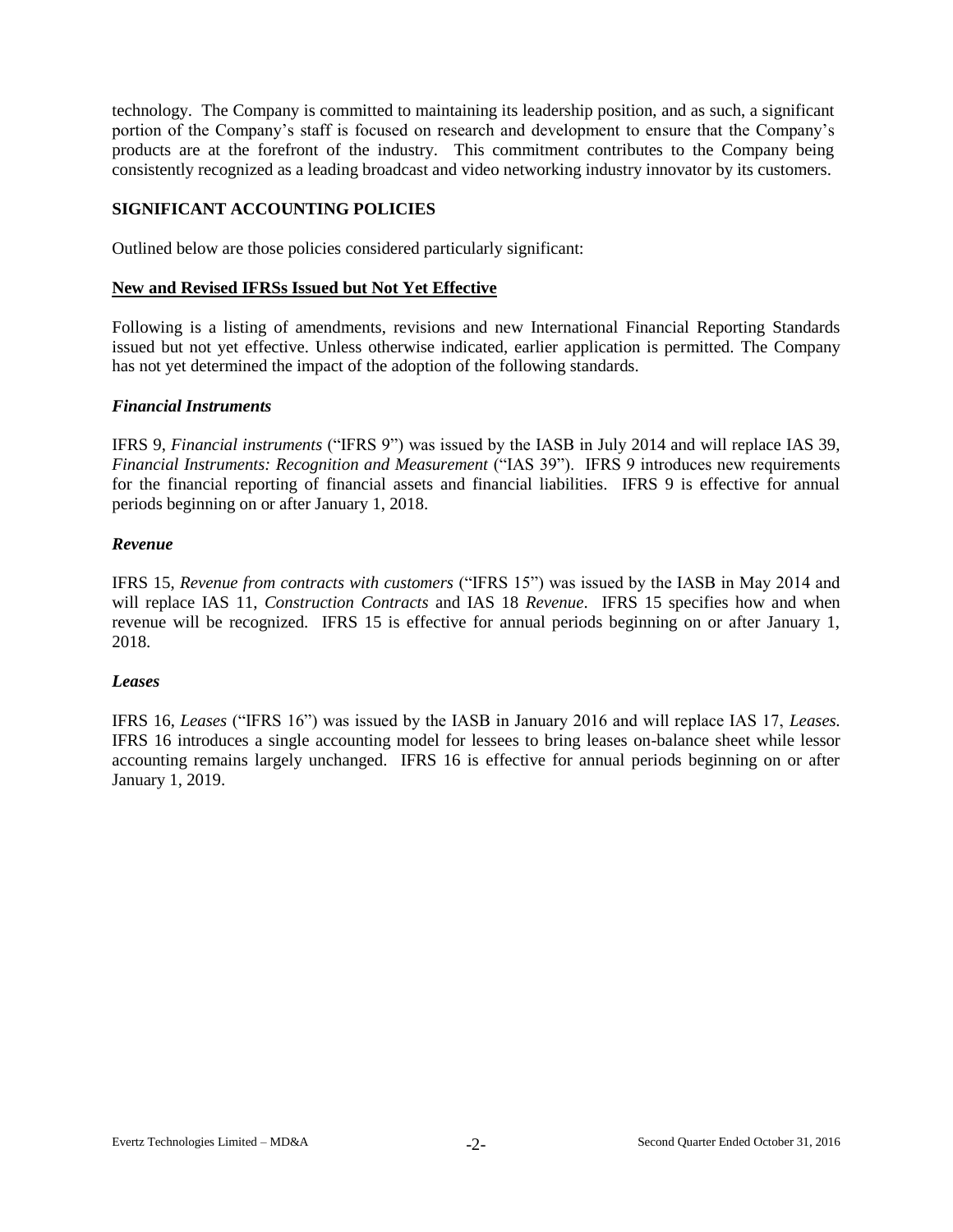technology. The Company is committed to maintaining its leadership position, and as such, a significant portion of the Company's staff is focused on research and development to ensure that the Company's products are at the forefront of the industry. This commitment contributes to the Company being consistently recognized as a leading broadcast and video networking industry innovator by its customers.

## SIGNIFICANT ACCOUNTING POLICIES

Outlined below are those policies considered particularly significant:

### New and Revised IFRSs Issued but Not Yet Effective

Following is a listing of amendments, revisions and new International Financial Reporting Standards issued but not yet effective. Unless otherwise indicated, earlier application is permitted. The Company has not yet determined the impact of the adoption of the following standards.

#### *Financial Instruments*

IFRS 9, *Financial instruments* ("IFRS 9") was issued by the IASB in July 2014 and will replace IAS 39, *Financial Instruments: Recognition and Measurement* ("IAS 39"). IFRS 9 introduces new requirements for the financial reporting of financial assets and financial liabilities. IFRS 9 is effective for annual periods beginning on or after January 1, 2018.

#### *Revenue*

IFRS 15, *Revenue from contracts with customers* ("IFRS 15") was issued by the IASB in May 2014 and will replace IAS 11, *Construction Contracts* and IAS 18 *Revenue*. IFRS 15 specifies how and when revenue will be recognized. IFRS 15 is effective for annual periods beginning on or after January 1, 2018.

#### *Leases*

IFRS 16, *Leases* ("IFRS 16") was issued by the IASB in January 2016 and will replace IAS 17, *Leases.* IFRS 16 introduces a single accounting model for lessees to bring leases on-balance sheet while lessor accounting remains largely unchanged. IFRS 16 is effective for annual periods beginning on or after January 1, 2019.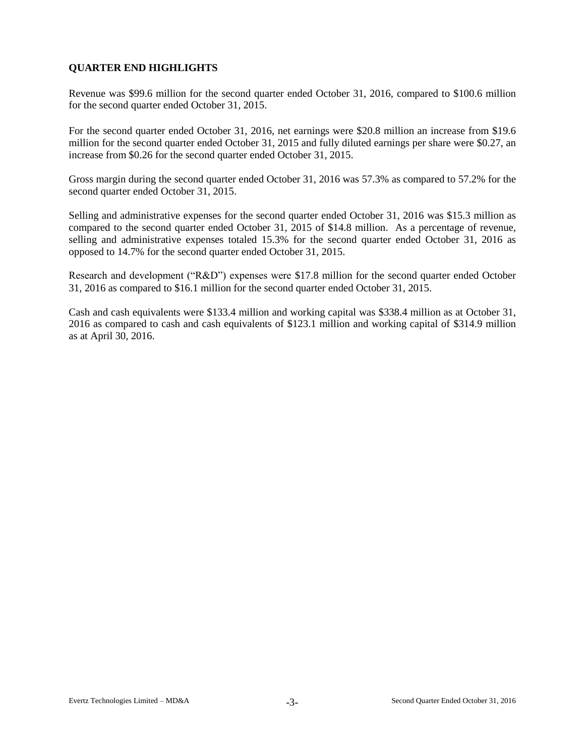## QUARTER END HIGHLIGHTS

Revenue was $99.6 million for the second quarter ended October 31, 2016, compared to $100.6 million for the second quarter ended October 31, 2015.

For the second quarter ended October 31, 2016, net earnings were $20.8 million an increase from $19.6 million for the second quarter ended October 31, 2015 and fully diluted earnings per share were $0.27, an increase from $0.26 for the second quarter ended October 31, 2015.

Gross margin during the second quarter ended October 31, 2016 was 57.3% as compared to 57.2% for the second quarter ended October 31, 2015.

Selling and administrative expenses for the second quarter ended October 31, 2016 was $15.3 million as compared to the second quarter ended October 31, 2015 of $14.8 million. As a percentage of revenue, selling and administrative expenses totaled 15.3% for the second quarter ended October 31, 2016 as opposed to 14.7% for the second quarter ended October 31, 2015.

Research and development ("R&D") expenses were $17.8 million for the second quarter ended October 31, 2016 as compared to $16.1 million for the second quarter ended October 31, 2015.

Cash and cash equivalents were $133.4 million and working capital was $338.4 million as at October 31, 2016 as compared to cash and cash equivalents of $123.1 million and working capital of $314.9 million as at April 30, 2016.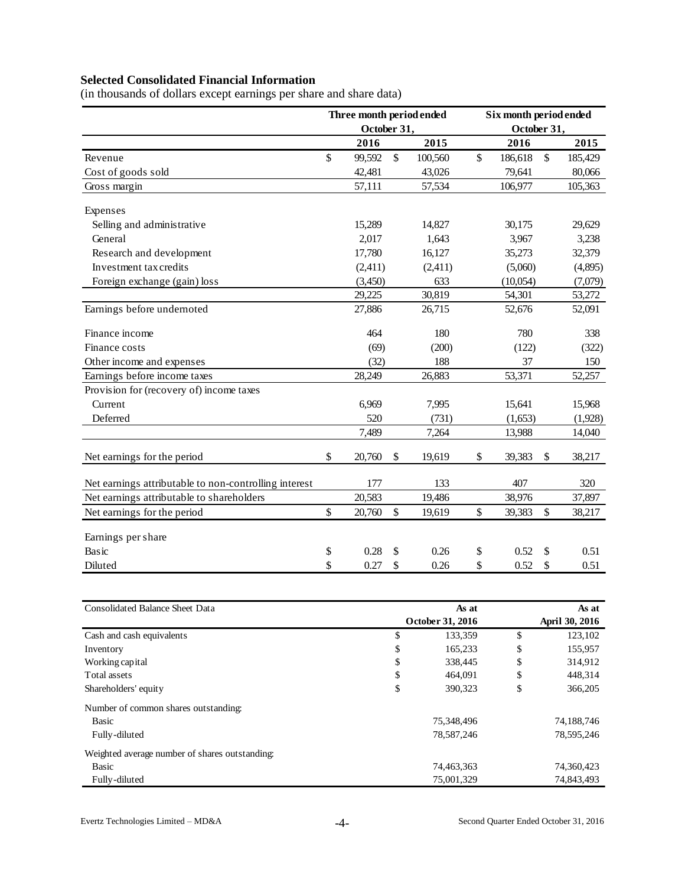### Selected Consolidated Financial Information

(in thousands of dollars except earnings per share and share data)

| | Three month period ended October 31, | | Six month period ended October 31, | |
|---|---|---|---|---|
| | 2016 | 2015 | 2016 | 2015 |
| Revenue | $ 99,592 | $ 100,560 | $ 186,618 | $ 185,429 |
| Cost of goods sold | 42,481 | 43,026 | 79,641 | 80,066 |
| Gross margin | 57,111 | 57,534 | 106,977 | 105,363 |
| Expenses | | | | |
| Selling and administrative | 15,289 | 14,827 | 30,175 | 29,629 |
| General | 2,017 | 1,643 | 3,967 | 3,238 |
| Research and development | 17,780 | 16,127 | 35,273 | 32,379 |
| Investment tax credits | (2,411) | (2,411) | (5,060) | (4,895) |
| Foreign exchange (gain) loss | (3,450) | 633 | (10,054) | (7,079) |
| | 29,225 | 30,819 | 54,301 | 53,272 |
| Earnings before undernoted | 27,886 | 26,715 | 52,676 | 52,091 |
| Finance income | 464 | 180 | 780 | 338 |
| Finance costs | (69) | (200) | (122) | (322) |
| Other income and expenses | (32) | 188 | 37 | 150 |
| Earnings before income taxes | 28,249 | 26,883 | 53,371 | 52,257 |
| Provision for (recovery of) income taxes | | | | |
| Current | 6,969 | 7,995 | 15,641 | 15,968 |
| Deferred | 520 | (731) | (1,653) | (1,928) |
| | 7,489 | 7,264 | 13,988 | 14,040 |
| Net earnings for the period | $ 20,760 | $ 19,619 | $ 39,383 | $ 38,217 |
| Net earnings attributable to non-controlling interest | 177 | 133 | 407 | 320 |
| Net earnings attributable to shareholders | 20,583 | 19,486 | 38,976 | 37,897 |
| Net earnings for the period | $ 20,760 | $ 19,619 | $ 39,383 | $ 38,217 |
| Earnings per share | | | | |
| Basic | $ 0.28 | $ 0.26 | $ 0.52 | $ 0.51 |
| Diluted | $ 0.27 | $ 0.26 | $ 0.52 | $ 0.51 |

| Consolidated Balance Sheet Data | As at October 31, 2016 | As at April 30, 2016 |
|---|---|---|
| Cash and cash equivalents | $ 133,359 | $ 123,102 |
| Inventory | $ 165,233 | $ 155,957 |
| Working capital | $ 338,445 | $ 314,912 |
| Total assets | $ 464,091 | $ 448,314 |
| Shareholders' equity | $ 390,323 | $ 366,205 |
| Number of common shares outstanding: | | |
| Basic | 75,348,496 | 74,188,746 |
| Fully-diluted | 78,587,246 | 78,595,246 |
| Weighted average number of shares outstanding: | | |
| Basic | 74,463,363 | 74,360,423 |
| Fully-diluted | 75,001,329 | 74,843,493 |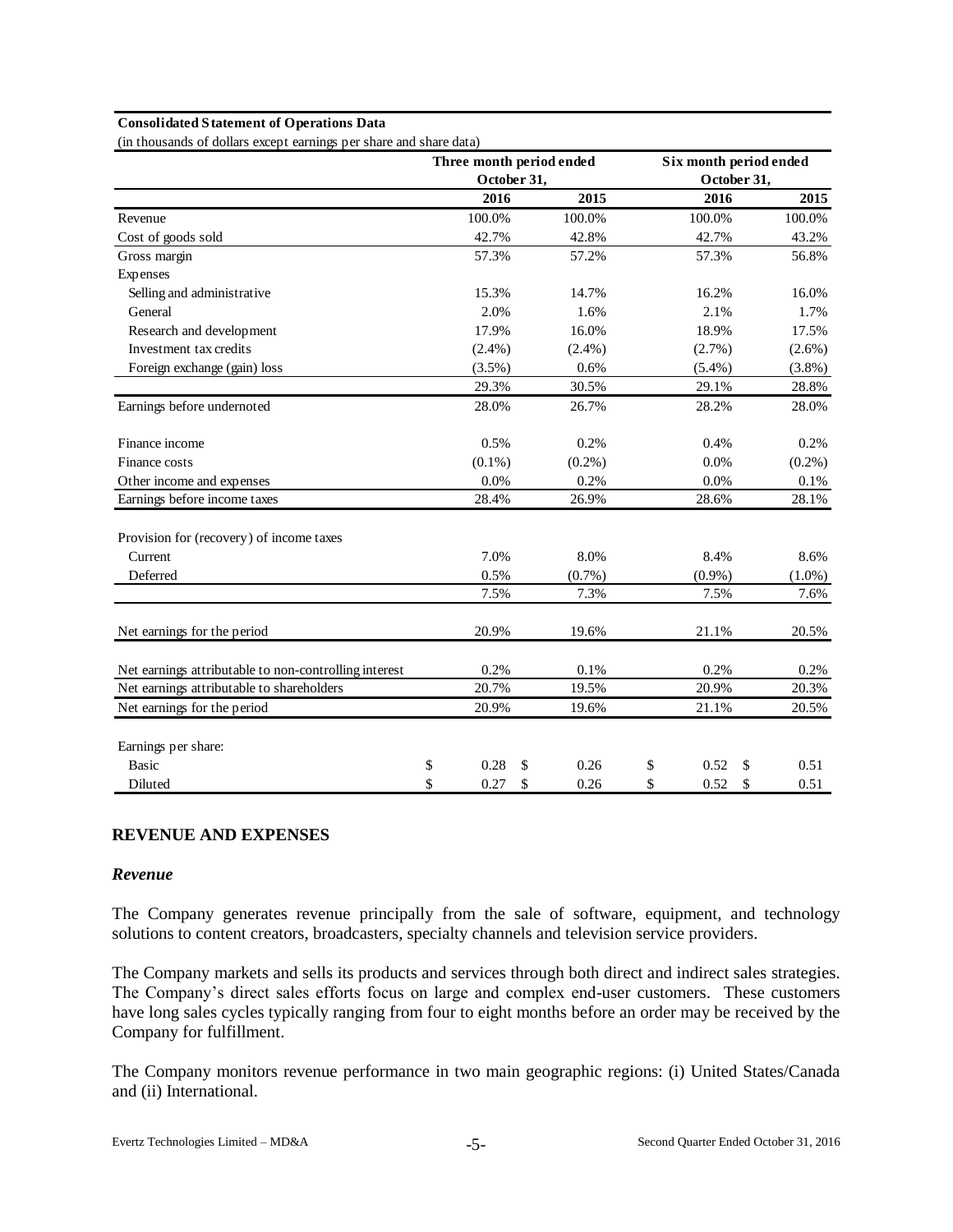**Consolidated Statement of Operations Data**

(in thousands of dollars except earnings per share and share data)

| | Three month period ended October 31, | | Six month period ended October 31, | |
|---|---|---|---|---|
| | 2016 | 2015 | 2016 | 2015 |
| Revenue | 100.0% | 100.0% | 100.0% | 100.0% |
| Cost of goods sold | 42.7% | 42.8% | 42.7% | 43.2% |
| Gross margin | 57.3% | 57.2% | 57.3% | 56.8% |
| Expenses | | | | |
| Selling and administrative | 15.3% | 14.7% | 16.2% | 16.0% |
| General | 2.0% | 1.6% | 2.1% | 1.7% |
| Research and development | 17.9% | 16.0% | 18.9% | 17.5% |
| Investment tax credits | (2.4%) | (2.4%) | (2.7%) | (2.6%) |
| Foreign exchange (gain) loss | (3.5%) | 0.6% | (5.4%) | (3.8%) |
| | 29.3% | 30.5% | 29.1% | 28.8% |
| Earnings before undernoted | 28.0% | 26.7% | 28.2% | 28.0% |
| Finance income | 0.5% | 0.2% | 0.4% | 0.2% |
| Finance costs | (0.1%) | (0.2%) | 0.0% | (0.2%) |
| Other income and expenses | 0.0% | 0.2% | 0.0% | 0.1% |
| Earnings before income taxes | 28.4% | 26.9% | 28.6% | 28.1% |
| Provision for (recovery) of income taxes | | | | |
| Current | 7.0% | 8.0% | 8.4% | 8.6% |
| Deferred | 0.5% | (0.7%) | (0.9%) | (1.0%) |
| | 7.5% | 7.3% | 7.5% | 7.6% |
| Net earnings for the period | 20.9% | 19.6% | 21.1% | 20.5% |
| Net earnings attributable to non-controlling interest | 0.2% | 0.1% | 0.2% | 0.2% |
| Net earnings attributable to shareholders | 20.7% | 19.5% | 20.9% | 20.3% |
| Net earnings for the period | 20.9% | 19.6% | 21.1% | 20.5% |
| Earnings per share: | | | | |
| Basic | $ 0.28 | $ 0.26 | $ 0.52 | $ 0.51 |
| Diluted | $ 0.27 | $ 0.26 | $ 0.52 | $ 0.51 |

## REVENUE AND EXPENSES

### *Revenue*

The Company generates revenue principally from the sale of software, equipment, and technology solutions to content creators, broadcasters, specialty channels and television service providers.

The Company markets and sells its products and services through both direct and indirect sales strategies. The Company's direct sales efforts focus on large and complex end-user customers. These customers have long sales cycles typically ranging from four to eight months before an order may be received by the Company for fulfillment.

The Company monitors revenue performance in two main geographic regions: (i) United States/Canada and (ii) International.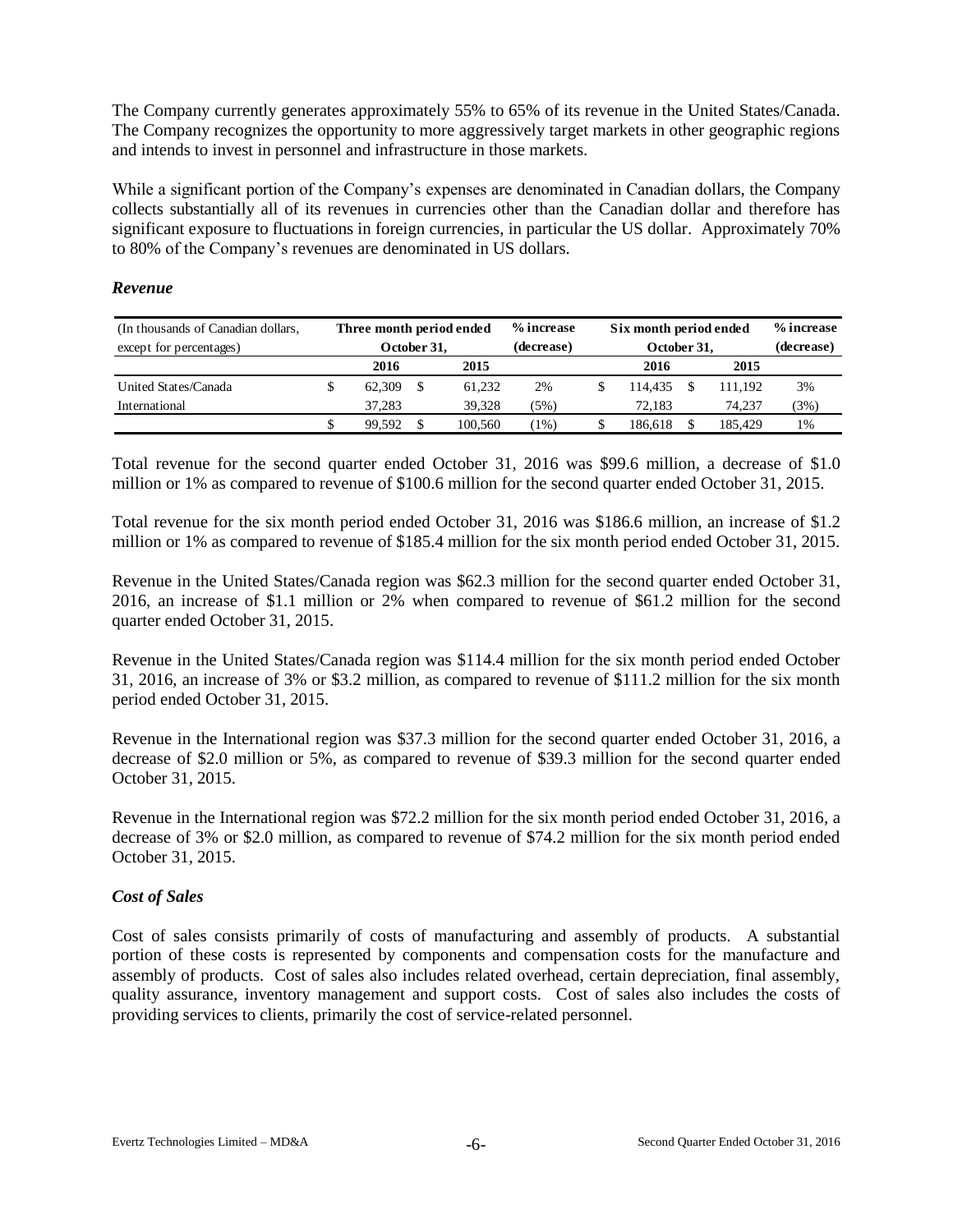The Company currently generates approximately 55% to 65% of its revenue in the United States/Canada. The Company recognizes the opportunity to more aggressively target markets in other geographic regions and intends to invest in personnel and infrastructure in those markets.

While a significant portion of the Company's expenses are denominated in Canadian dollars, the Company collects substantially all of its revenues in currencies other than the Canadian dollar and therefore has significant exposure to fluctuations in foreign currencies, in particular the US dollar. Approximately 70% to 80% of the Company's revenues are denominated in US dollars.

### *Revenue*

| (In thousands of Canadian dollars, except for percentages) | Three month period ended October 31, | | % increase (decrease) | Six month period ended October 31, | | % increase (decrease) |
|---|---|---|---|---|---|---|
| | 2016 | 2015 | | 2016 | 2015 | |
| United States/Canada | $ 62,309 | $ 61,232 | 2% | $ 114,435 | $ 111,192 | 3% |
| International | 37,283 | 39,328 | (5%) | 72,183 | 74,237 | (3%) |
| | $ 99,592 | $ 100,560 | (1%) | $ 186,618 | $ 185,429 | 1% |

Total revenue for the second quarter ended October 31, 2016 was $99.6 million, a decrease of $1.0 million or 1% as compared to revenue of $100.6 million for the second quarter ended October 31, 2015.

Total revenue for the six month period ended October 31, 2016 was $186.6 million, an increase of $1.2 million or 1% as compared to revenue of $185.4 million for the six month period ended October 31, 2015.

Revenue in the United States/Canada region was $62.3 million for the second quarter ended October 31, 2016, an increase of $1.1 million or 2% when compared to revenue of $61.2 million for the second quarter ended October 31, 2015.

Revenue in the United States/Canada region was $114.4 million for the six month period ended October 31, 2016, an increase of 3% or $3.2 million, as compared to revenue of $111.2 million for the six month period ended October 31, 2015.

Revenue in the International region was $37.3 million for the second quarter ended October 31, 2016, a decrease of $2.0 million or 5%, as compared to revenue of $39.3 million for the second quarter ended October 31, 2015.

Revenue in the International region was $72.2 million for the six month period ended October 31, 2016, a decrease of 3% or $2.0 million, as compared to revenue of $74.2 million for the six month period ended October 31, 2015.

### *Cost of Sales*

Cost of sales consists primarily of costs of manufacturing and assembly of products. A substantial portion of these costs is represented by components and compensation costs for the manufacture and assembly of products. Cost of sales also includes related overhead, certain depreciation, final assembly, quality assurance, inventory management and support costs. Cost of sales also includes the costs of providing services to clients, primarily the cost of service-related personnel.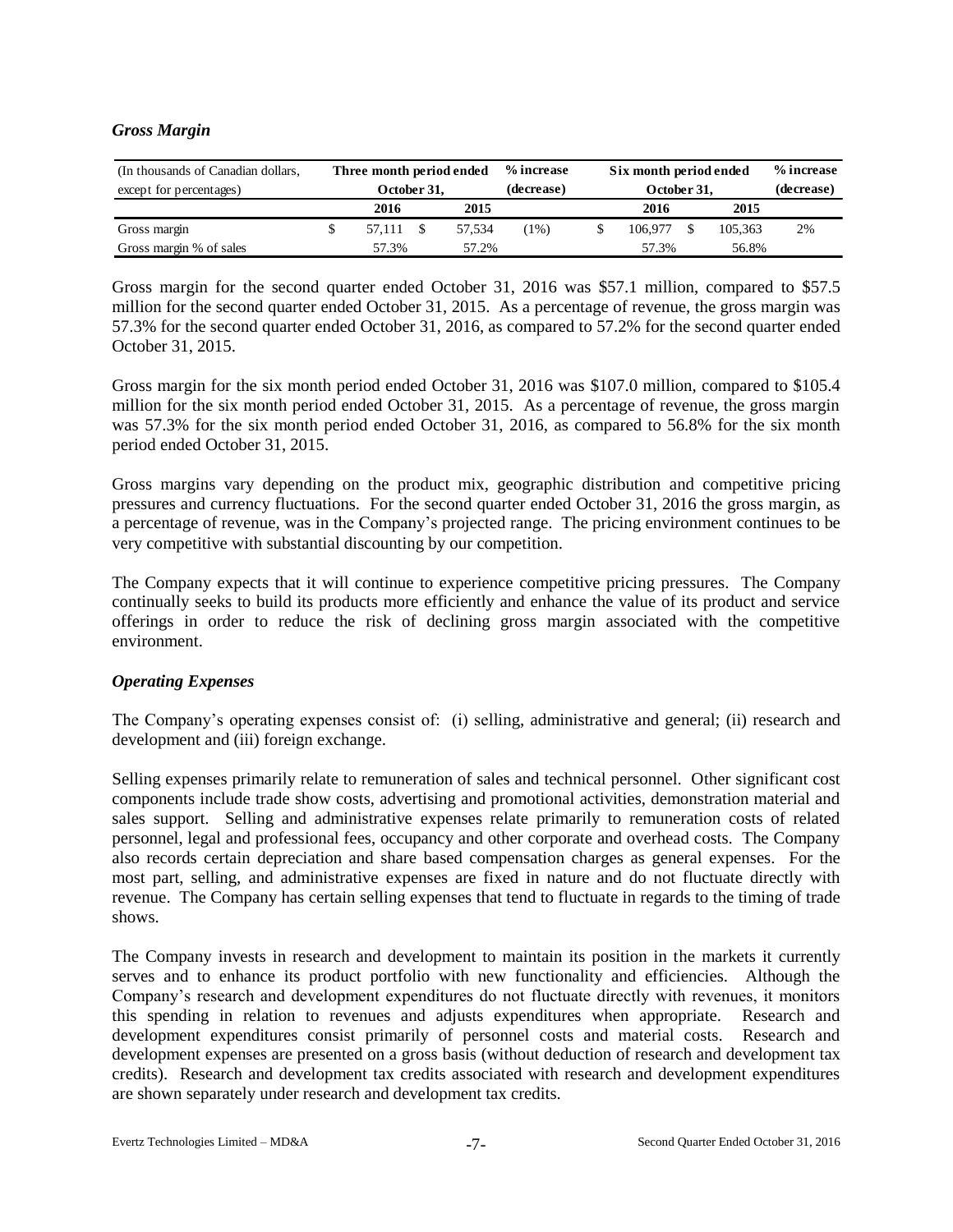### *Gross Margin*

| (In thousands of Canadian dollars, except for percentages) | Three month period ended October 31, | | % increase (decrease) | Six month period ended October 31, | | % increase (decrease) |
|---|---|---|---|---|---|---|
| | 2016 | 2015 | | 2016 | 2015 | |
| Gross margin | $ 57,111 | $ 57,534 | (1%) | $ 106,977 | $ 105,363 | 2% |
| Gross margin % of sales | 57.3% | 57.2% | | 57.3% | 56.8% | |

Gross margin for the second quarter ended October 31, 2016 was $57.1 million, compared to $57.5 million for the second quarter ended October 31, 2015. As a percentage of revenue, the gross margin was 57.3% for the second quarter ended October 31, 2016, as compared to 57.2% for the second quarter ended October 31, 2015.

Gross margin for the six month period ended October 31, 2016 was $107.0 million, compared to $105.4 million for the six month period ended October 31, 2015. As a percentage of revenue, the gross margin was 57.3% for the six month period ended October 31, 2016, as compared to 56.8% for the six month period ended October 31, 2015.

Gross margins vary depending on the product mix, geographic distribution and competitive pricing pressures and currency fluctuations. For the second quarter ended October 31, 2016 the gross margin, as a percentage of revenue, was in the Company's projected range. The pricing environment continues to be very competitive with substantial discounting by our competition.

The Company expects that it will continue to experience competitive pricing pressures. The Company continually seeks to build its products more efficiently and enhance the value of its product and service offerings in order to reduce the risk of declining gross margin associated with the competitive environment.

### *Operating Expenses*

The Company's operating expenses consist of: (i) selling, administrative and general; (ii) research and development and (iii) foreign exchange.

Selling expenses primarily relate to remuneration of sales and technical personnel. Other significant cost components include trade show costs, advertising and promotional activities, demonstration material and sales support. Selling and administrative expenses relate primarily to remuneration costs of related personnel, legal and professional fees, occupancy and other corporate and overhead costs. The Company also records certain depreciation and share based compensation charges as general expenses. For the most part, selling, and administrative expenses are fixed in nature and do not fluctuate directly with revenue. The Company has certain selling expenses that tend to fluctuate in regards to the timing of trade shows.

The Company invests in research and development to maintain its position in the markets it currently serves and to enhance its product portfolio with new functionality and efficiencies. Although the Company's research and development expenditures do not fluctuate directly with revenues, it monitors this spending in relation to revenues and adjusts expenditures when appropriate. Research and development expenditures consist primarily of personnel costs and material costs. Research and development expenses are presented on a gross basis (without deduction of research and development tax credits). Research and development tax credits associated with research and development expenditures are shown separately under research and development tax credits.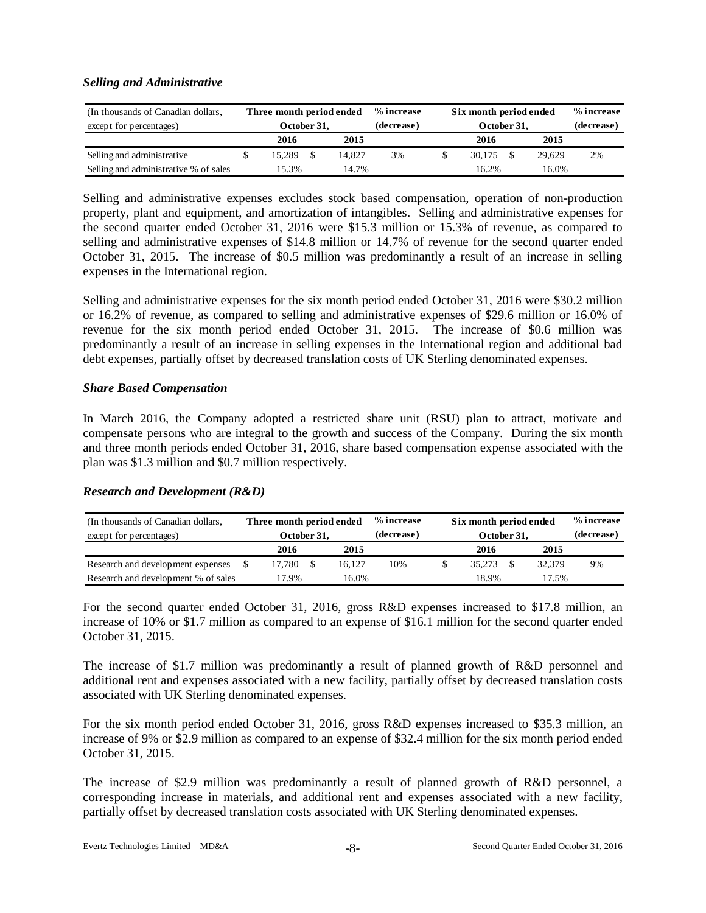### *Selling and Administrative*

| (In thousands of Canadian dollars, except for percentages) | Three month period ended October 31, | | % increase (decrease) | Six month period ended October 31, | | % increase (decrease) |
|---|---|---|---|---|---|---|
| | 2016 | 2015 | | 2016 | 2015 | |
| Selling and administrative | $ 15,289 | $ 14,827 | 3% | $ 30,175 | $ 29,629 | 2% |
| Selling and administrative % of sales | 15.3% | 14.7% | | 16.2% | 16.0% | |

Selling and administrative expenses excludes stock based compensation, operation of non-production property, plant and equipment, and amortization of intangibles. Selling and administrative expenses for the second quarter ended October 31, 2016 were $15.3 million or 15.3% of revenue, as compared to selling and administrative expenses of $14.8 million or 14.7% of revenue for the second quarter ended October 31, 2015. The increase of $0.5 million was predominantly a result of an increase in selling expenses in the International region.

Selling and administrative expenses for the six month period ended October 31, 2016 were $30.2 million or 16.2% of revenue, as compared to selling and administrative expenses of $29.6 million or 16.0% of revenue for the six month period ended October 31, 2015. The increase of $0.6 million was predominantly a result of an increase in selling expenses in the International region and additional bad debt expenses, partially offset by decreased translation costs of UK Sterling denominated expenses.

### *Share Based Compensation*

In March 2016, the Company adopted a restricted share unit (RSU) plan to attract, motivate and compensate persons who are integral to the growth and success of the Company. During the six month and three month periods ended October 31, 2016, share based compensation expense associated with the plan was $1.3 million and $0.7 million respectively.

### *Research and Development (R&D)*

| (In thousands of Canadian dollars, except for percentages) | Three month period ended October 31, | | % increase (decrease) | Six month period ended October 31, | | % increase (decrease) |
|---|---|---|---|---|---|---|
| | 2016 | 2015 | | 2016 | 2015 | |
| Research and development expenses | $ 17,780 | $ 16,127 | 10% | $ 35,273 | $ 32,379 | 9% |
| Research and development % of sales | 17.9% | 16.0% | | 18.9% | 17.5% | |

For the second quarter ended October 31, 2016, gross R&D expenses increased to $17.8 million, an increase of 10% or $1.7 million as compared to an expense of $16.1 million for the second quarter ended October 31, 2015.

The increase of $1.7 million was predominantly a result of planned growth of R&D personnel and additional rent and expenses associated with a new facility, partially offset by decreased translation costs associated with UK Sterling denominated expenses.

For the six month period ended October 31, 2016, gross R&D expenses increased to $35.3 million, an increase of 9% or $2.9 million as compared to an expense of $32.4 million for the six month period ended October 31, 2015.

The increase of $2.9 million was predominantly a result of planned growth of R&D personnel, a corresponding increase in materials, and additional rent and expenses associated with a new facility, partially offset by decreased translation costs associated with UK Sterling denominated expenses.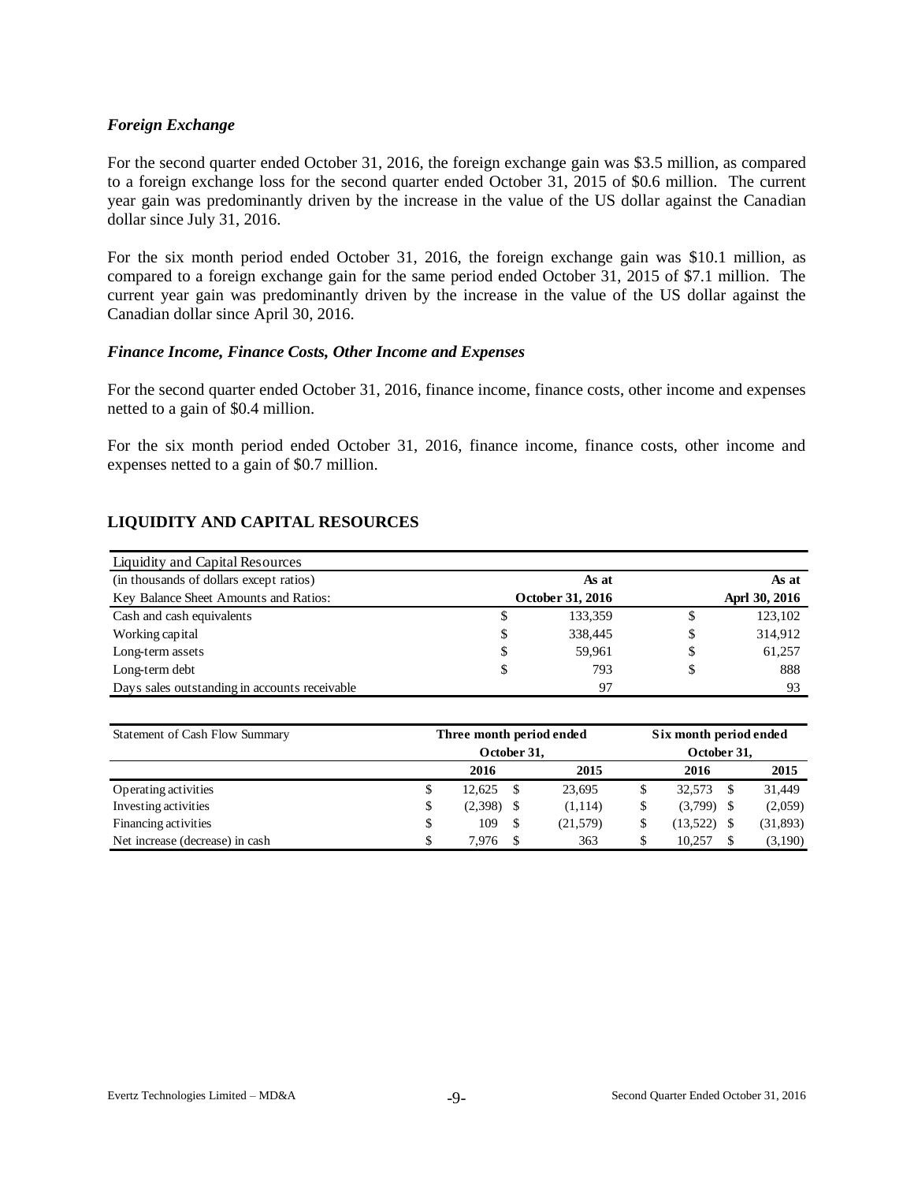### *Foreign Exchange*

For the second quarter ended October 31, 2016, the foreign exchange gain was \$3.5 million, as compared to a foreign exchange loss for the second quarter ended October 31, 2015 of \$0.6 million. The current year gain was predominantly driven by the increase in the value of the US dollar against the Canadian dollar since July 31, 2016.

For the six month period ended October 31, 2016, the foreign exchange gain was \$10.1 million, as compared to a foreign exchange gain for the same period ended October 31, 2015 of \$7.1 million. The current year gain was predominantly driven by the increase in the value of the US dollar against the Canadian dollar since April 30, 2016.

### *Finance Income, Finance Costs, Other Income and Expenses*

For the second quarter ended October 31, 2016, finance income, finance costs, other income and expenses netted to a gain of \$0.4 million.

For the six month period ended October 31, 2016, finance income, finance costs, other income and expenses netted to a gain of \$0.7 million.

## LIQUIDITY AND CAPITAL RESOURCES

| Liquidity and Capital Resources | | |
|---|---|---|
| (in thousands of dollars except ratios) | As at | As at |
| Key Balance Sheet Amounts and Ratios: | October 31, 2016 | Aprl 30, 2016 |
| Cash and cash equivalents | \$ 133,359 | \$ 123,102 |
| Working capital | \$ 338,445 | \$ 314,912 |
| Long-term assets | \$ 59,961 | \$ 61,257 |
| Long-term debt | \$ 793 | \$ 888 |
| Days sales outstanding in accounts receivable | 97 | 93 |

| Statement of Cash Flow Summary | Three month period ended October 31, | | Six month period ended October 31, | |
|---|---|---|---|---|
| | 2016 | 2015 | 2016 | 2015 |
| Operating activities | \$ 12,625 | \$ 23,695 | \$ 32,573 | \$ 31,449 |
| Investing activities | \$ (2,398) | \$ (1,114) | \$ (3,799) | \$ (2,059) |
| Financing activities | \$ 109 | \$ (21,579) | \$ (13,522) | \$ (31,893) |
| Net increase (decrease) in cash | \$ 7,976 | \$ 363 | \$ 10,257 | \$ (3,190) |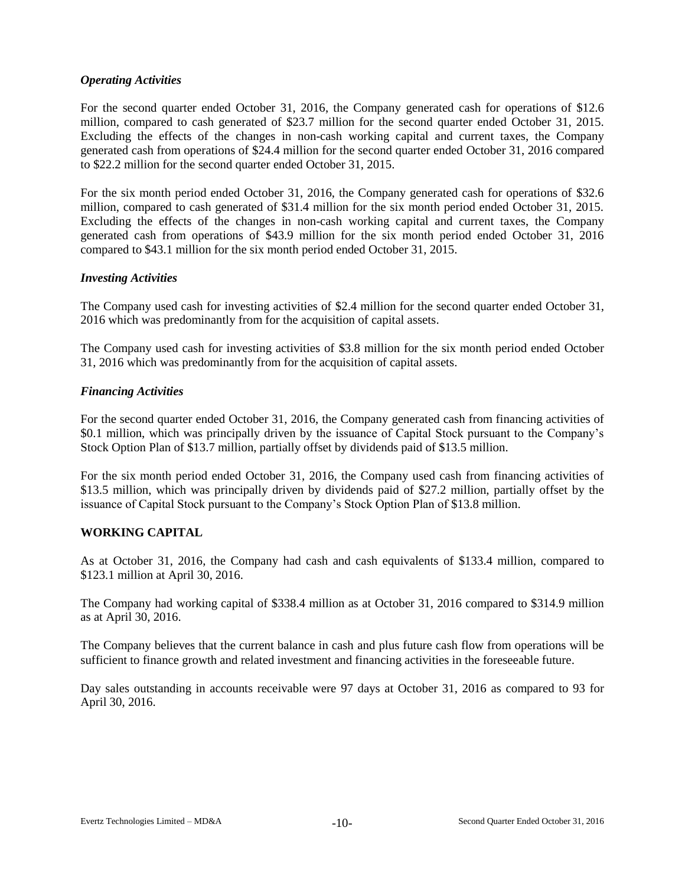*Operating Activities*

For the second quarter ended October 31, 2016, the Company generated cash for operations of $12.6 million, compared to cash generated of $23.7 million for the second quarter ended October 31, 2015. Excluding the effects of the changes in non-cash working capital and current taxes, the Company generated cash from operations of $24.4 million for the second quarter ended October 31, 2016 compared to $22.2 million for the second quarter ended October 31, 2015.

For the six month period ended October 31, 2016, the Company generated cash for operations of $32.6 million, compared to cash generated of $31.4 million for the six month period ended October 31, 2015. Excluding the effects of the changes in non-cash working capital and current taxes, the Company generated cash from operations of $43.9 million for the six month period ended October 31, 2016 compared to $43.1 million for the six month period ended October 31, 2015.

*Investing Activities*

The Company used cash for investing activities of $2.4 million for the second quarter ended October 31, 2016 which was predominantly from for the acquisition of capital assets.

The Company used cash for investing activities of $3.8 million for the six month period ended October 31, 2016 which was predominantly from for the acquisition of capital assets.

*Financing Activities*

For the second quarter ended October 31, 2016, the Company generated cash from financing activities of $0.1 million, which was principally driven by the issuance of Capital Stock pursuant to the Company's Stock Option Plan of $13.7 million, partially offset by dividends paid of $13.5 million.

For the six month period ended October 31, 2016, the Company used cash from financing activities of $13.5 million, which was principally driven by dividends paid of $27.2 million, partially offset by the issuance of Capital Stock pursuant to the Company's Stock Option Plan of $13.8 million.

**WORKING CAPITAL**

As at October 31, 2016, the Company had cash and cash equivalents of $133.4 million, compared to $123.1 million at April 30, 2016.

The Company had working capital of $338.4 million as at October 31, 2016 compared to $314.9 million as at April 30, 2016.

The Company believes that the current balance in cash and plus future cash flow from operations will be sufficient to finance growth and related investment and financing activities in the foreseeable future.

Day sales outstanding in accounts receivable were 97 days at October 31, 2016 as compared to 93 for April 30, 2016.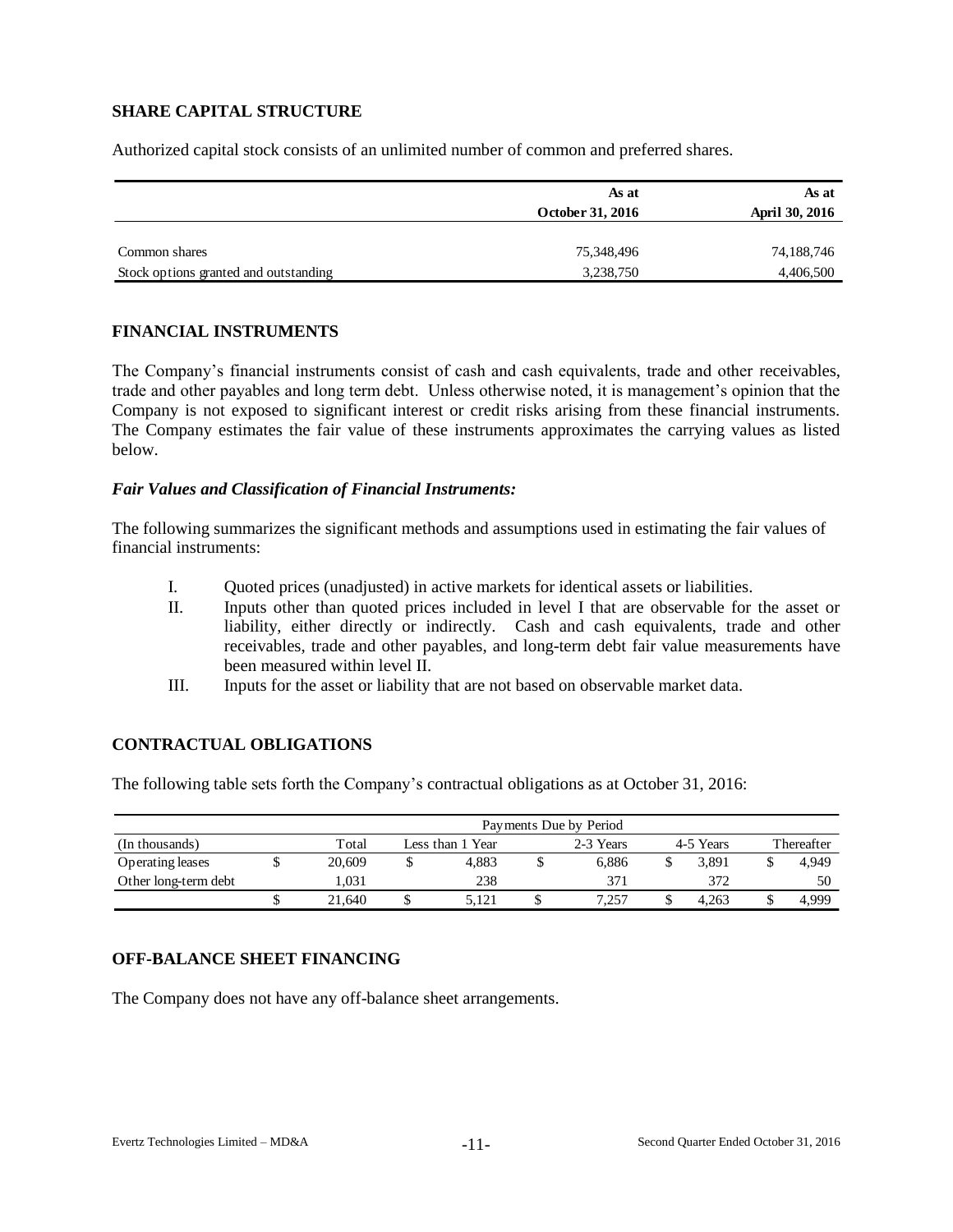## SHARE CAPITAL STRUCTURE

Authorized capital stock consists of an unlimited number of common and preferred shares.

| | As at October 31, 2016 | As at April 30, 2016 |
|---|---|---|
| Common shares | 75,348,496 | 74,188,746 |
| Stock options granted and outstanding | 3,238,750 | 4,406,500 |

## FINANCIAL INSTRUMENTS

The Company's financial instruments consist of cash and cash equivalents, trade and other receivables, trade and other payables and long term debt. Unless otherwise noted, it is management's opinion that the Company is not exposed to significant interest or credit risks arising from these financial instruments. The Company estimates the fair value of these instruments approximates the carrying values as listed below.

### *Fair Values and Classification of Financial Instruments:*

The following summarizes the significant methods and assumptions used in estimating the fair values of financial instruments:

I. Quoted prices (unadjusted) in active markets for identical assets or liabilities.

II. Inputs other than quoted prices included in level I that are observable for the asset or liability, either directly or indirectly. Cash and cash equivalents, trade and other receivables, trade and other payables, and long-term debt fair value measurements have been measured within level II.

III. Inputs for the asset or liability that are not based on observable market data.

## CONTRACTUAL OBLIGATIONS

The following table sets forth the Company's contractual obligations as at October 31, 2016:

| | Payments Due by Period | | | | |
|---|---|---|---|---|---|
| (In thousands) | Total | Less than 1 Year | 2-3 Years | 4-5 Years | Thereafter |
| Operating leases | $ 20,609 | $ 4,883 | $ 6,886 | $ 3,891 | $ 4,949 |
| Other long-term debt | 1,031 | 238 | 371 | 372 | 50 |
| | $ 21,640 | $ 5,121 | $ 7,257 | $ 4,263 | $ 4,999 |

## OFF-BALANCE SHEET FINANCING

The Company does not have any off-balance sheet arrangements.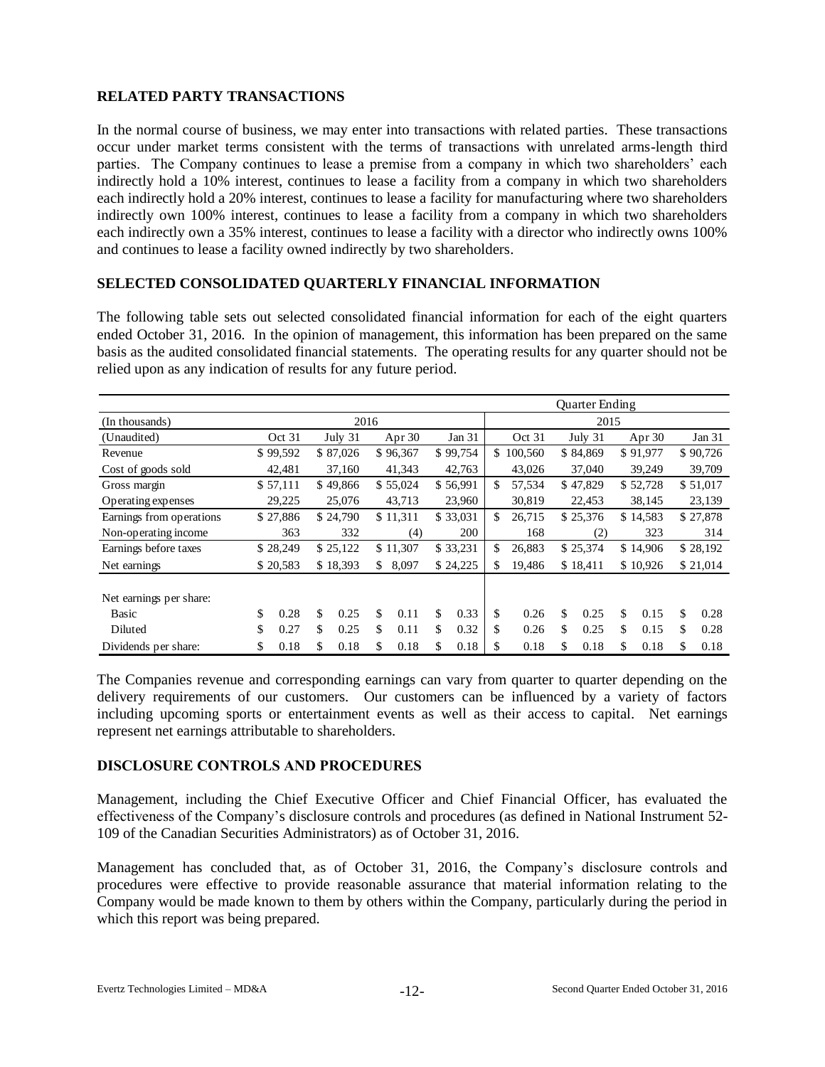## RELATED PARTY TRANSACTIONS

In the normal course of business, we may enter into transactions with related parties. These transactions occur under market terms consistent with the terms of transactions with unrelated arms-length third parties. The Company continues to lease a premise from a company in which two shareholders' each indirectly hold a 10% interest, continues to lease a facility from a company in which two shareholders each indirectly hold a 20% interest, continues to lease a facility for manufacturing where two shareholders indirectly own 100% interest, continues to lease a facility from a company in which two shareholders each indirectly own a 35% interest, continues to lease a facility with a director who indirectly owns 100% and continues to lease a facility owned indirectly by two shareholders.

## SELECTED CONSOLIDATED QUARTERLY FINANCIAL INFORMATION

The following table sets out selected consolidated financial information for each of the eight quarters ended October 31, 2016. In the opinion of management, this information has been prepared on the same basis as the audited consolidated financial statements. The operating results for any quarter should not be relied upon as any indication of results for any future period.

| | Quarter Ending | | | | | | | |
|---|---|---|---|---|---|---|---|---|
| (In thousands) | 2016 | | | | 2015 | | | |
| (Unaudited) | Oct 31 | July 31 | Apr 30 | Jan 31 | Oct 31 | July 31 | Apr 30 | Jan 31 |
| Revenue | $ 99,592 | $ 87,026 | $ 96,367 | $ 99,754 | $ 100,560 | $ 84,869 | $ 91,977 | $ 90,726 |
| Cost of goods sold | 42,481 | 37,160 | 41,343 | 42,763 | 43,026 | 37,040 | 39,249 | 39,709 |
| Gross margin | $ 57,111 | $ 49,866 | $ 55,024 | $ 56,991 | $ 57,534 | $ 47,829 | $ 52,728 | $ 51,017 |
| Operating expenses | 29,225 | 25,076 | 43,713 | 23,960 | 30,819 | 22,453 | 38,145 | 23,139 |
| Earnings from operations | $ 27,886 | $ 24,790 | $ 11,311 | $ 33,031 | $ 26,715 | $ 25,376 | $ 14,583 | $ 27,878 |
| Non-operating income | 363 | 332 | (4) | 200 | 168 | (2) | 323 | 314 |
| Earnings before taxes | $ 28,249 | $ 25,122 | $ 11,307 | $ 33,231 | $ 26,883 | $ 25,374 | $ 14,906 | $ 28,192 |
| Net earnings | $ 20,583 | $ 18,393 | $ 8,097 | $ 24,225 | $ 19,486 | $ 18,411 | $ 10,926 | $ 21,014 |
| Net earnings per share: | | | | | | | | |
| Basic | $ 0.28 | $ 0.25 | $ 0.11 | $ 0.33 | $ 0.26 | $ 0.25 | $ 0.15 | $ 0.28 |
| Diluted | $ 0.27 | $ 0.25 | $ 0.11 | $ 0.32 | $ 0.26 | $ 0.25 | $ 0.15 | $ 0.28 |
| Dividends per share: | $ 0.18 | $ 0.18 | $ 0.18 | $ 0.18 | $ 0.18 | $ 0.18 | $ 0.18 | $ 0.18 |

The Companies revenue and corresponding earnings can vary from quarter to quarter depending on the delivery requirements of our customers. Our customers can be influenced by a variety of factors including upcoming sports or entertainment events as well as their access to capital. Net earnings represent net earnings attributable to shareholders.

## DISCLOSURE CONTROLS AND PROCEDURES

Management, including the Chief Executive Officer and Chief Financial Officer, has evaluated the effectiveness of the Company's disclosure controls and procedures (as defined in National Instrument 52-109 of the Canadian Securities Administrators) as of October 31, 2016.

Management has concluded that, as of October 31, 2016, the Company's disclosure controls and procedures were effective to provide reasonable assurance that material information relating to the Company would be made known to them by others within the Company, particularly during the period in which this report was being prepared.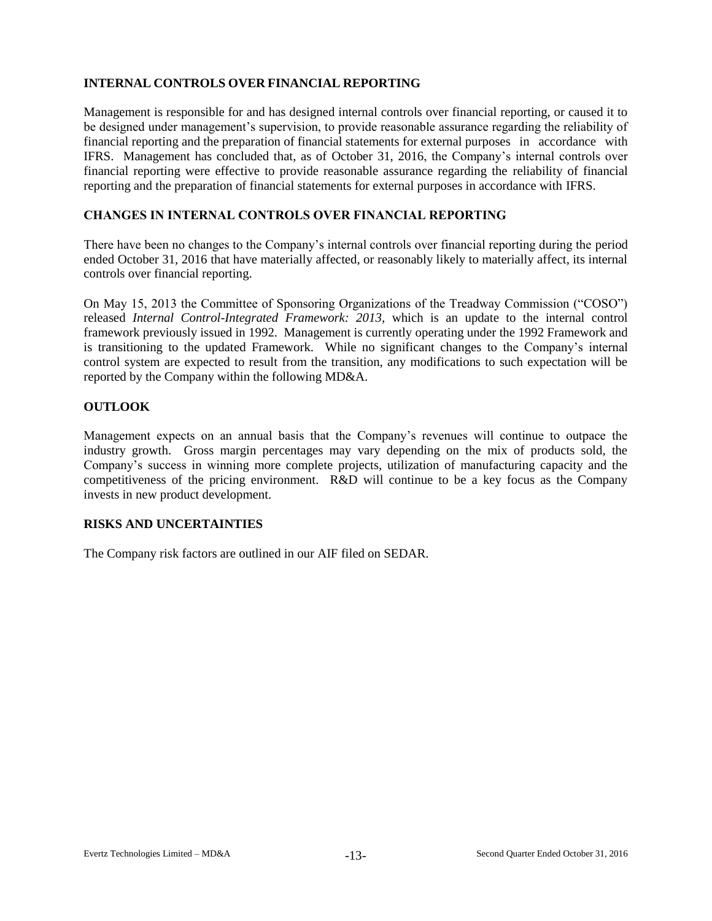## INTERNAL CONTROLS OVER FINANCIAL REPORTING

Management is responsible for and has designed internal controls over financial reporting, or caused it to be designed under management's supervision, to provide reasonable assurance regarding the reliability of financial reporting and the preparation of financial statements for external purposes in accordance with IFRS. Management has concluded that, as of October 31, 2016, the Company's internal controls over financial reporting were effective to provide reasonable assurance regarding the reliability of financial reporting and the preparation of financial statements for external purposes in accordance with IFRS.

## CHANGES IN INTERNAL CONTROLS OVER FINANCIAL REPORTING

There have been no changes to the Company's internal controls over financial reporting during the period ended October 31, 2016 that have materially affected, or reasonably likely to materially affect, its internal controls over financial reporting.

On May 15, 2013 the Committee of Sponsoring Organizations of the Treadway Commission ("COSO") released *Internal Control-Integrated Framework: 2013,* which is an update to the internal control framework previously issued in 1992. Management is currently operating under the 1992 Framework and is transitioning to the updated Framework. While no significant changes to the Company's internal control system are expected to result from the transition, any modifications to such expectation will be reported by the Company within the following MD&A.

## OUTLOOK

Management expects on an annual basis that the Company's revenues will continue to outpace the industry growth. Gross margin percentages may vary depending on the mix of products sold, the Company's success in winning more complete projects, utilization of manufacturing capacity and the competitiveness of the pricing environment. R&D will continue to be a key focus as the Company invests in new product development.

## RISKS AND UNCERTAINTIES

The Company risk factors are outlined in our AIF filed on SEDAR.